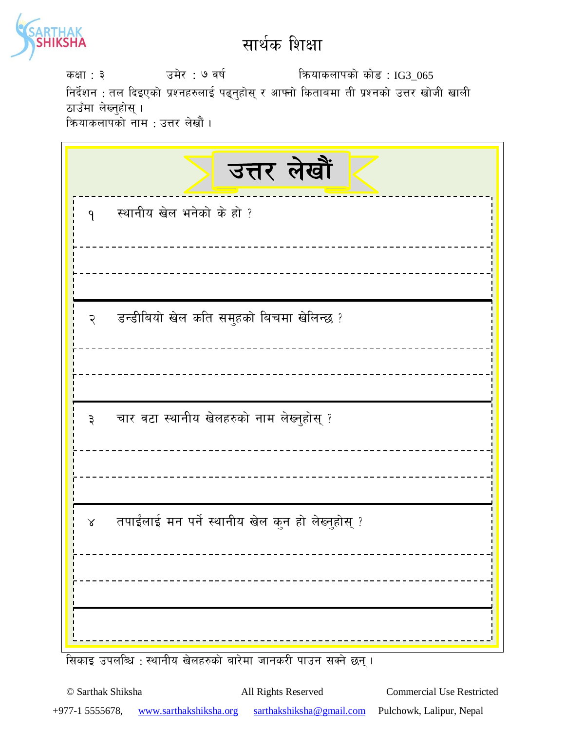# सार्थक शिक्षा

कक्षा : ३ उमेर : ७ वर्ष क्रियाकलापको कोड : IG3_065

निर्देशन : तल दिइएको प्रश्नहरुलाई पढ्नुहोस् र आफ्नो किताबमा ती प्रश्नको उत्तर खोजी खाली ठाउँमा लेख्नुहोस् ।

क्रियाकलापको नाम : उत्तर लेखौं ।

## उत्तर लेखौं

१ स्थानीय खेल भनेको के हो ?

---

---

२ डन्डीबियो खेल कति समुहको बिचमा खेलिन्छ ?

---

---

३ चार वटा स्थानीय खेलहरुको नाम लेख्नुहोस् ?

---

---

४ तपाईंलाई मन पर्ने स्थानीय खेल कुन हो लेख्नुहोस् ?

---

---

सिकाइ उपलब्धि : स्थानीय खेलहरुको बारेमा जानकरी पाउन सक्ने छन् ।

© Sarthak Shiksha All Rights Reserved Commercial Use Restricted

+977-1 5555678, www.sarthakshiksha.org sarthakshiksha@gmail.com Pulchowk, Lalipur, Nepal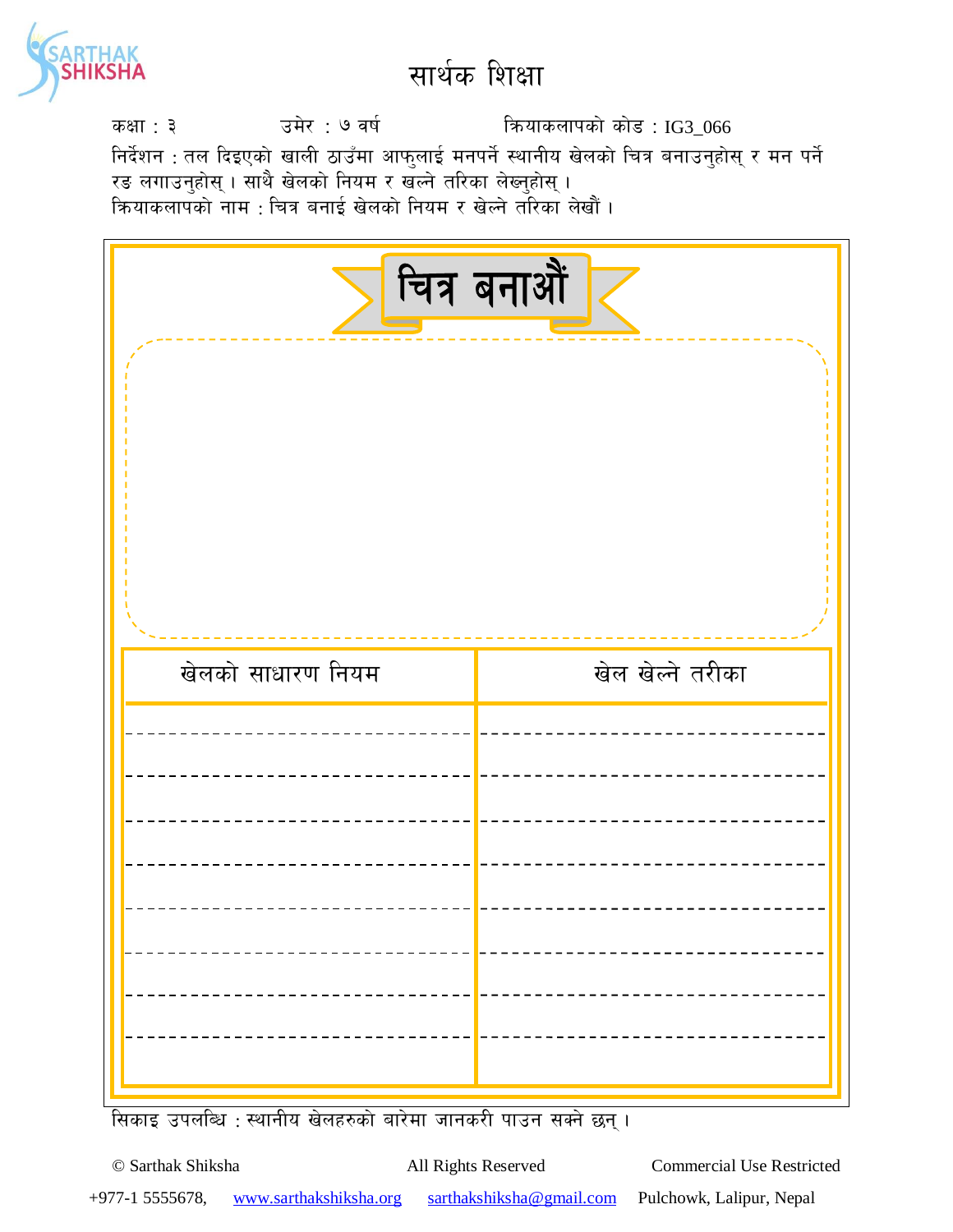# सार्थक शिक्षा

कक्षा : ३ उमेर : ७ वर्ष क्रियाकलापको कोड : IG3_066

निर्देशन : तल दिइएको खाली ठाउँमा आफुलाई मनपर्ने स्थानीय खेलको चित्र बनाउनुहोस् र मन पर्ने रङ लगाउनुहोस् । साथै खेलको नियम र खल्ने तरिका लेख्नुहोस् ।

क्रियाकलापको नाम : चित्र बनाई खेलको नियम र खेल्ने तरिका लेखौं ।

## चित्र बनाऔं

| खेलको साधारण नियम | खेल खेल्ने तरीका |
|---|---|
| | |
| | |
| | |
| | |
| | |
| | |
| | |
| | |

सिकाइ उपलब्धि : स्थानीय खेलहरुको बारेमा जानकरी पाउन सक्ने छन् ।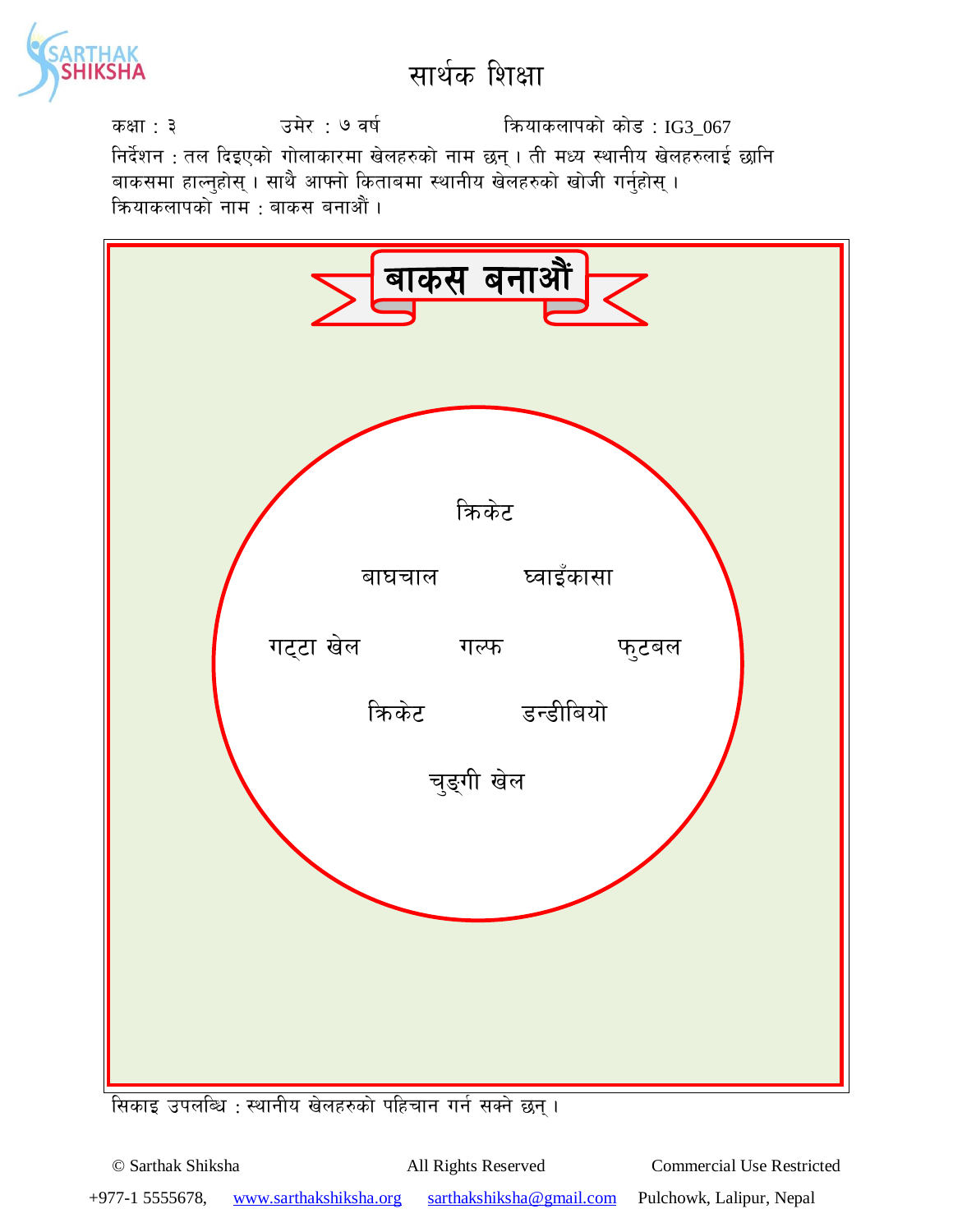# सार्थक शिक्षा

कक्षा : ३ उमेर : ७ वर्ष क्रियाकलापको कोड : IG3_067

निर्देशन : तल दिइएको गोलाकारमा खेलहरुको नाम छन् । ती मध्य स्थानीय खेलहरुलाई छानि बाकसमा हाल्नुहोस् । साथै आफ्नो किताबमा स्थानीय खेलहरुको खोजी गर्नुहोस् ।

क्रियाकलापको नाम : बाकस बनाऔं ।

## बाकस बनाऔं

क्रिकेट

बाघचाल घ्वाइँकासा

गट्टा खेल गल्फ फुटबल

क्रिकेट डन्डीबियो

चुङ्गी खेल

सिकाइ उपलब्धि : स्थानीय खेलहरुको पहिचान गर्न सक्ने छन् ।

© Sarthak Shiksha All Rights Reserved Commercial Use Restricted

+977-1 5555678, www.sarthakshiksha.org sarthakshiksha@gmail.com Pulchowk, Lalipur, Nepal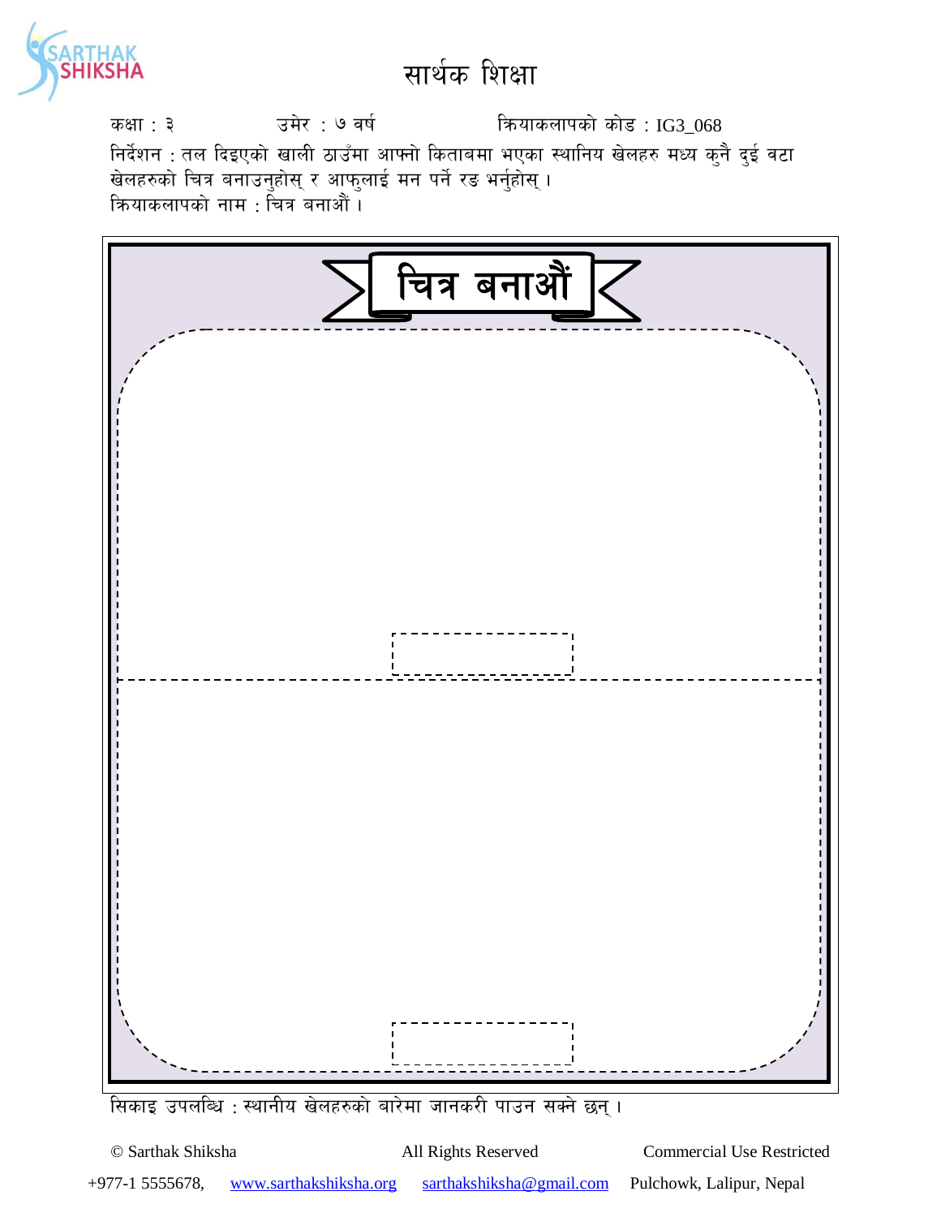# सार्थक शिक्षा

कक्षा : ३ उमेर : ७ वर्ष क्रियाकलापको कोड : IG3_068

निर्देशन : तल दिइएको खाली ठाउँमा आफ्नो किताबमा भएका स्थानिय खेलहरु मध्य कुनै दुई वटा खेलहरुको चित्र बनाउनुहोस् र आफुलाई मन पर्ने रङ भर्नुहोस् ।

क्रियाकलापको नाम : चित्र बनाऔं ।

## चित्र बनाऔं

सिकाइ उपलब्धि : स्थानीय खेलहरुको बारेमा जानकरी पाउन सक्ने छन् ।

© Sarthak Shiksha All Rights Reserved Commercial Use Restricted

+977-1 5555678, www.sarthakshiksha.org sarthakshiksha@gmail.com Pulchowk, Lalipur, Nepal